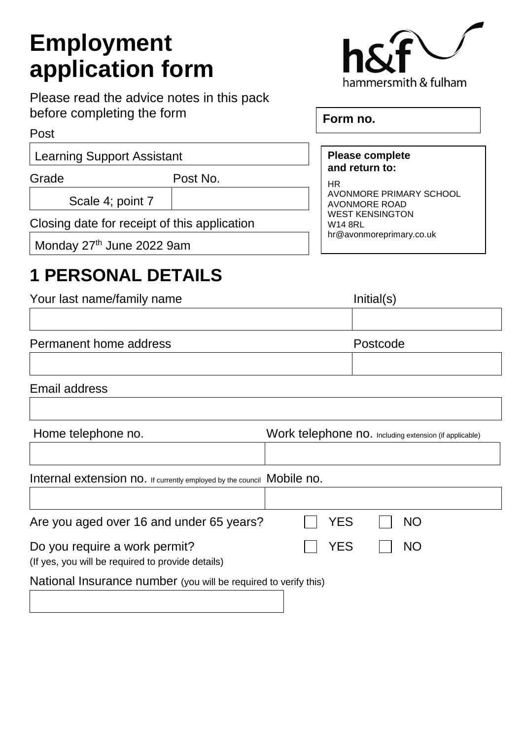# Employment application form

hammersmith & fulham

Please read the advice notes in this pack before completing the form

**Form no.**

Post

Learning Support Assistant

| Grade | Post No. |
|---|---|
| Scale 4; point 7 | |

Closing date for receipt of this application

Monday 27th June 2022 9am

**Please complete and return to:**

HR
AVONMORE PRIMARY SCHOOL
AVONMORE ROAD
WEST KENSINGTON
W14 8RL
hr@avonmoreprimary.co.uk

## 1 PERSONAL DETAILS

| Your last name/family name | Initial(s) |
|---|---|
| | |

| Permanent home address | Postcode |
|---|---|
| | |

Email address

| Home telephone no. | Work telephone no. Including extension (if applicable) |
|---|---|
| | |

| Internal extension no. If currently employed by the council | Mobile no. |
|---|---|
| | |

Are you aged over 16 and under 65 years? ☐ YES ☐ NO

Do you require a work permit? ☐ YES ☐ NO
(If yes, you will be required to provide details)

National Insurance number (you will be required to verify this)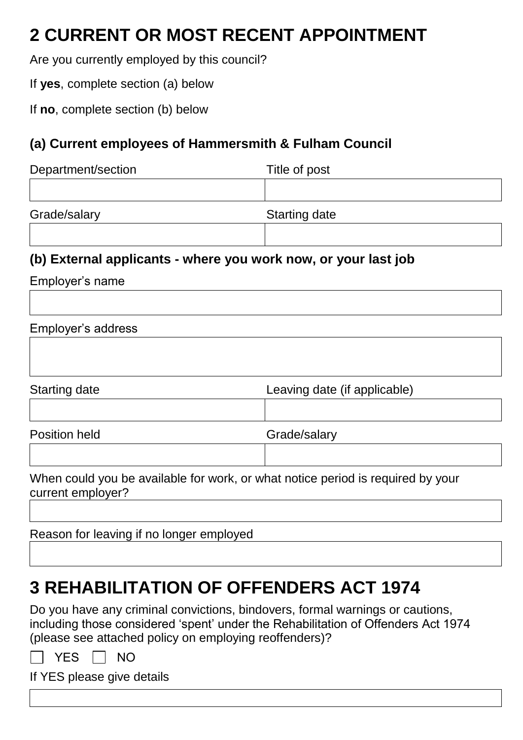# 2 CURRENT OR MOST RECENT APPOINTMENT

Are you currently employed by this council?

If **yes**, complete section (a) below

If **no**, complete section (b) below

### (a) Current employees of Hammersmith & Fulham Council

| Department/section | Title of post |
|---|---|
| | |
| **Grade/salary** | **Starting date** |
| | |

### (b) External applicants - where you work now, or your last job

Employer's name

| |
|---|
| |

Employer's address

| |
|---|
| |

| Starting date | Leaving date (if applicable) |
|---|---|
| | |
| **Position held** | **Grade/salary** |
| | |

When could you be available for work, or what notice period is required by your current employer?

| |
|---|
| |

Reason for leaving if no longer employed

| |
|---|
| |

# 3 REHABILITATION OF OFFENDERS ACT 1974

Do you have any criminal convictions, bindovers, formal warnings or cautions, including those considered 'spent' under the Rehabilitation of Offenders Act 1974 (please see attached policy on employing reoffenders)?

☐ YES ☐ NO

If YES please give details

| |
|---|
| |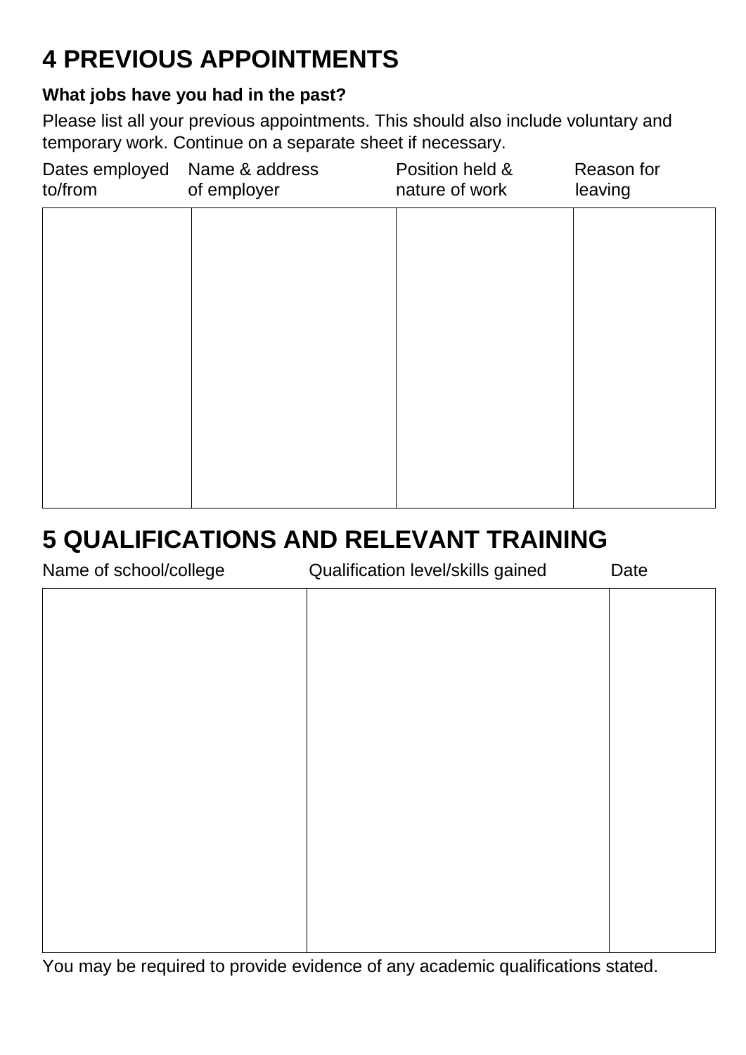# 4 PREVIOUS APPOINTMENTS

**What jobs have you had in the past?**

Please list all your previous appointments. This should also include voluntary and temporary work. Continue on a separate sheet if necessary.

| Dates employed to/from | Name & address of employer | Position held & nature of work | Reason for leaving |
|---|---|---|---|
| | | | |

# 5 QUALIFICATIONS AND RELEVANT TRAINING

| Name of school/college | Qualification level/skills gained | Date |
|---|---|---|
| | | |

You may be required to provide evidence of any academic qualifications stated.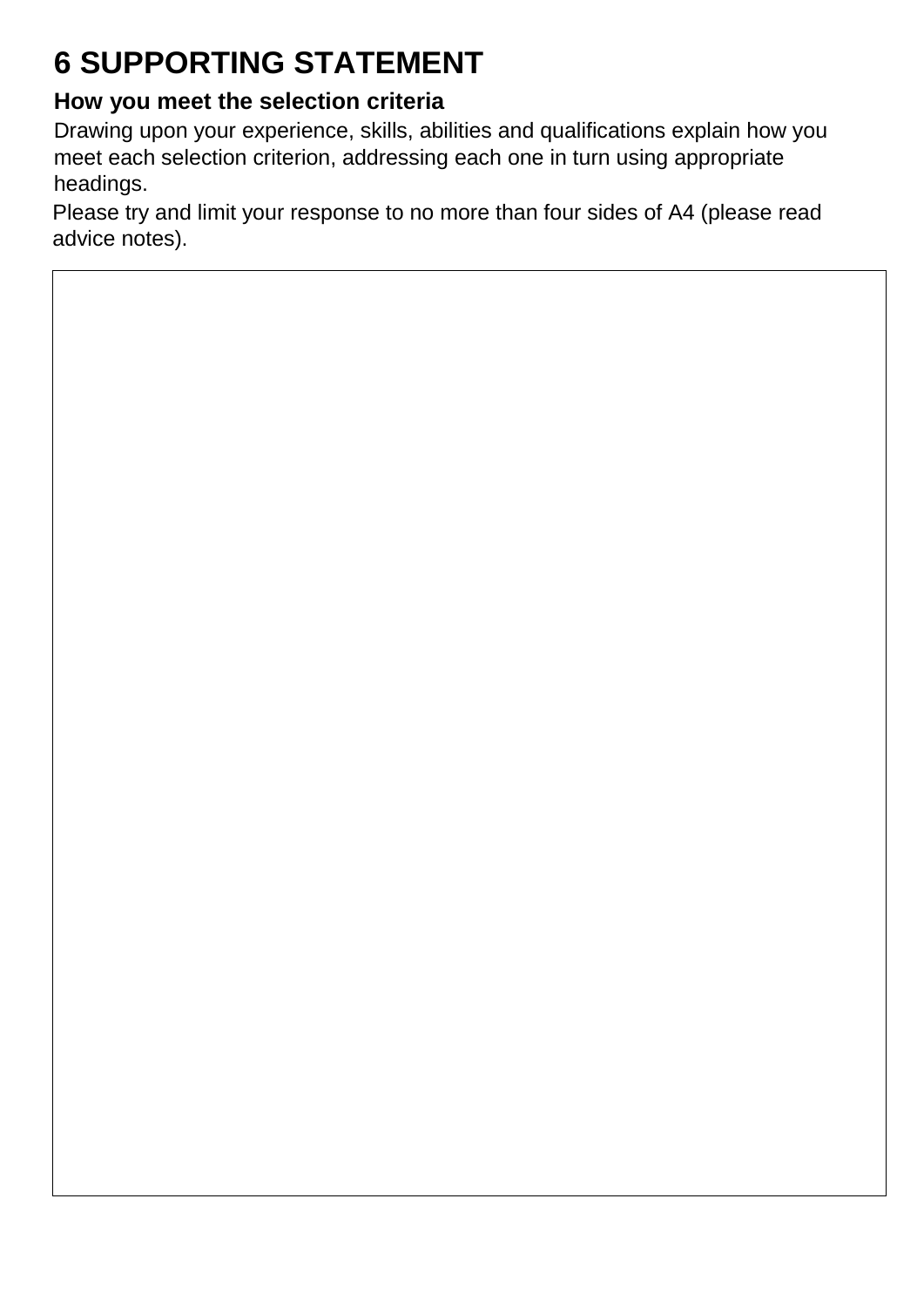# 6 SUPPORTING STATEMENT

**How you meet the selection criteria**

Drawing upon your experience, skills, abilities and qualifications explain how you meet each selection criterion, addressing each one in turn using appropriate headings.

Please try and limit your response to no more than four sides of A4 (please read advice notes).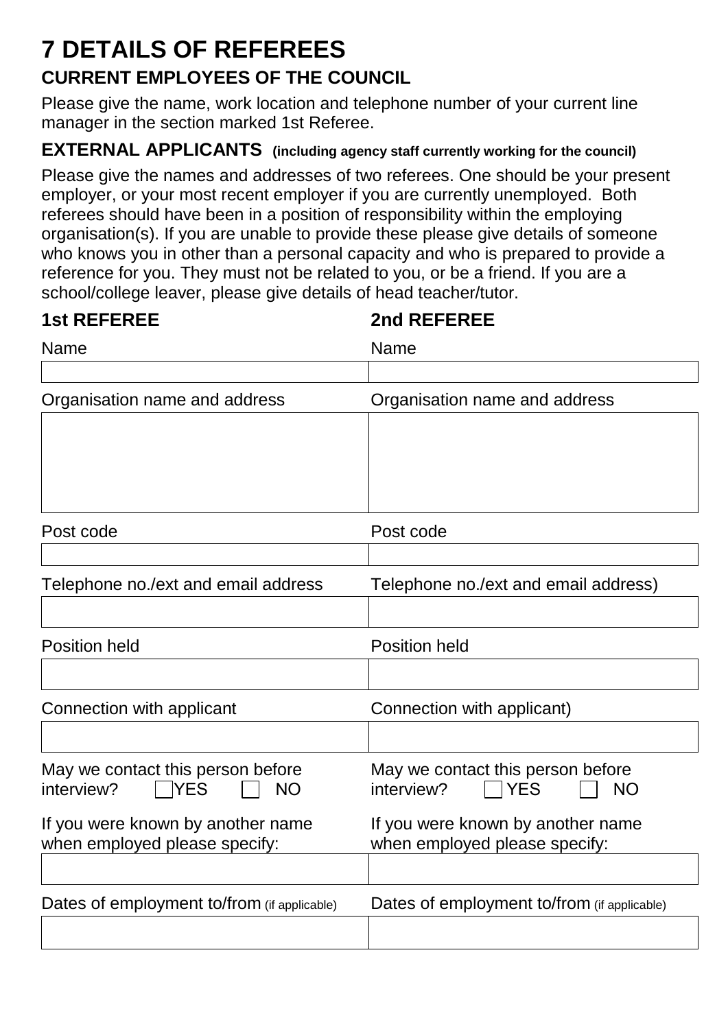# 7 DETAILS OF REFEREES

## CURRENT EMPLOYEES OF THE COUNCIL

Please give the name, work location and telephone number of your current line manager in the section marked 1st Referee.

## EXTERNAL APPLICANTS (including agency staff currently working for the council)

Please give the names and addresses of two referees. One should be your present employer, or your most recent employer if you are currently unemployed. Both referees should have been in a position of responsibility within the employing organisation(s). If you are unable to provide these please give details of someone who knows you in other than a personal capacity and who is prepared to provide a reference for you. They must not be related to you, or be a friend. If you are a school/college leaver, please give details of head teacher/tutor.

| 1st REFEREE | 2nd REFEREE |
|---|---|
| Name | Name |
| | |
| Organisation name and address | Organisation name and address |
| | |
| Post code | Post code |
| | |
| Telephone no./ext and email address | Telephone no./ext and email address) |
| | |
| Position held | Position held |
| | |
| Connection with applicant | Connection with applicant) |
| | |
| May we contact this person before interview? ☐ YES ☐ NO | May we contact this person before interview? ☐ YES ☐ NO |
| If you were known by another name when employed please specify: | If you were known by another name when employed please specify: |
| | |
| Dates of employment to/from (if applicable) | Dates of employment to/from (if applicable) |
| | |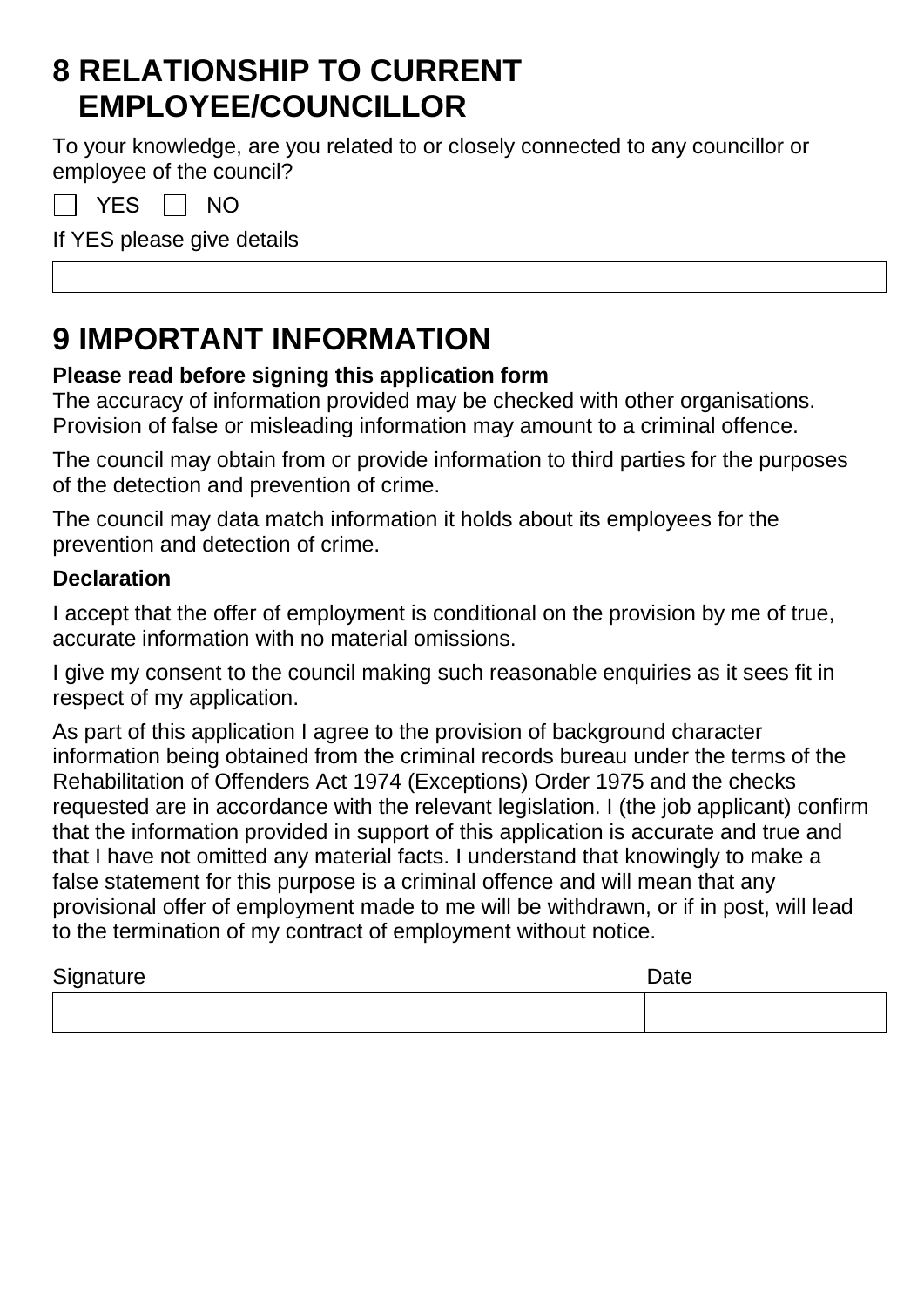# 8 RELATIONSHIP TO CURRENT EMPLOYEE/COUNCILLOR

To your knowledge, are you related to or closely connected to any councillor or employee of the council?

☐ YES ☐ NO

If YES please give details

| |
|---|
| |

# 9 IMPORTANT INFORMATION

**Please read before signing this application form**

The accuracy of information provided may be checked with other organisations. Provision of false or misleading information may amount to a criminal offence.

The council may obtain from or provide information to third parties for the purposes of the detection and prevention of crime.

The council may data match information it holds about its employees for the prevention and detection of crime.

**Declaration**

I accept that the offer of employment is conditional on the provision by me of true, accurate information with no material omissions.

I give my consent to the council making such reasonable enquiries as it sees fit in respect of my application.

As part of this application I agree to the provision of background character information being obtained from the criminal records bureau under the terms of the Rehabilitation of Offenders Act 1974 (Exceptions) Order 1975 and the checks requested are in accordance with the relevant legislation. I (the job applicant) confirm that the information provided in support of this application is accurate and true and that I have not omitted any material facts. I understand that knowingly to make a false statement for this purpose is a criminal offence and will mean that any provisional offer of employment made to me will be withdrawn, or if in post, will lead to the termination of my contract of employment without notice.

| Signature | Date |
|---|---|
| | |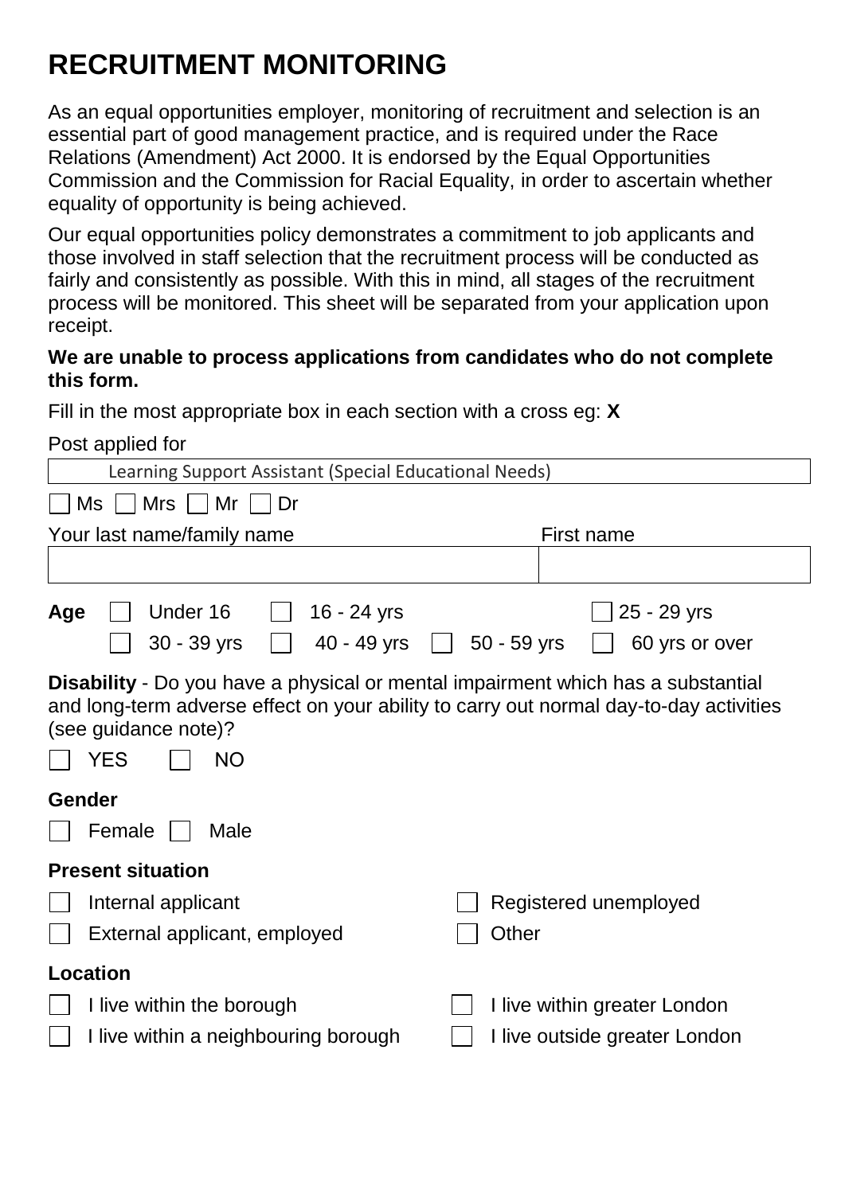# RECRUITMENT MONITORING

As an equal opportunities employer, monitoring of recruitment and selection is an essential part of good management practice, and is required under the Race Relations (Amendment) Act 2000. It is endorsed by the Equal Opportunities Commission and the Commission for Racial Equality, in order to ascertain whether equality of opportunity is being achieved.

Our equal opportunities policy demonstrates a commitment to job applicants and those involved in staff selection that the recruitment process will be conducted as fairly and consistently as possible. With this in mind, all stages of the recruitment process will be monitored. This sheet will be separated from your application upon receipt.

**We are unable to process applications from candidates who do not complete this form.**

Fill in the most appropriate box in each section with a cross eg: **X**

Post applied for

| Learning Support Assistant (Special Educational Needs) |
|---|

☐ Ms ☐ Mrs ☐ Mr ☐ Dr

| Your last name/family name | First name |
|---|---|
| | |

**Age** ☐ Under 16 ☐ 16 - 24 yrs ☐ 25 - 29 yrs
☐ 30 - 39 yrs ☐ 40 - 49 yrs ☐ 50 - 59 yrs ☐ 60 yrs or over

**Disability** - Do you have a physical or mental impairment which has a substantial and long-term adverse effect on your ability to carry out normal day-to-day activities (see guidance note)?

☐ YES ☐ NO

**Gender**

☐ Female ☐ Male

**Present situation**

☐ Internal applicant
☐ External applicant, employed
☐ Registered unemployed
☐ Other

**Location**

☐ I live within the borough
☐ I live within a neighbouring borough
☐ I live within greater London
☐ I live outside greater London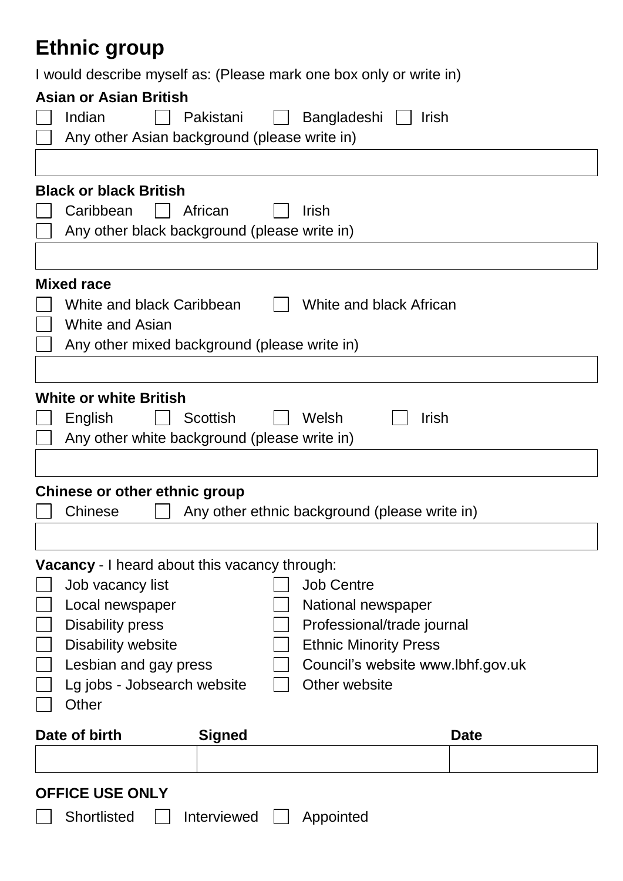# Ethnic group

I would describe myself as: (Please mark one box only or write in)

**Asian or Asian British**

- ☐ Indian ☐ Pakistani ☐ Bangladeshi ☐ Irish
- ☐ Any other Asian background (please write in)

| |
|---|
| |

**Black or black British**

- ☐ Caribbean ☐ African ☐ Irish
- ☐ Any other black background (please write in)

| |
|---|
| |

**Mixed race**

- ☐ White and black Caribbean ☐ White and black African
- ☐ White and Asian
- ☐ Any other mixed background (please write in)

| |
|---|
| |

**White or white British**

- ☐ English ☐ Scottish ☐ Welsh ☐ Irish
- ☐ Any other white background (please write in)

| |
|---|
| |

**Chinese or other ethnic group**

- ☐ Chinese ☐ Any other ethnic background (please write in)

| |
|---|
| |

**Vacancy** - I heard about this vacancy through:

- ☐ Job vacancy list
- ☐ Job Centre
- ☐ Local newspaper
- ☐ National newspaper
- ☐ Disability press
- ☐ Professional/trade journal
- ☐ Disability website
- ☐ Ethnic Minority Press
- ☐ Lesbian and gay press
- ☐ Council's website www.lbhf.gov.uk
- ☐ Lg jobs - Jobsearch website
- ☐ Other website
- ☐ Other

| Date of birth | Signed | Date |
|---|---|---|
| | | |

**OFFICE USE ONLY**

- ☐ Shortlisted ☐ Interviewed ☐ Appointed